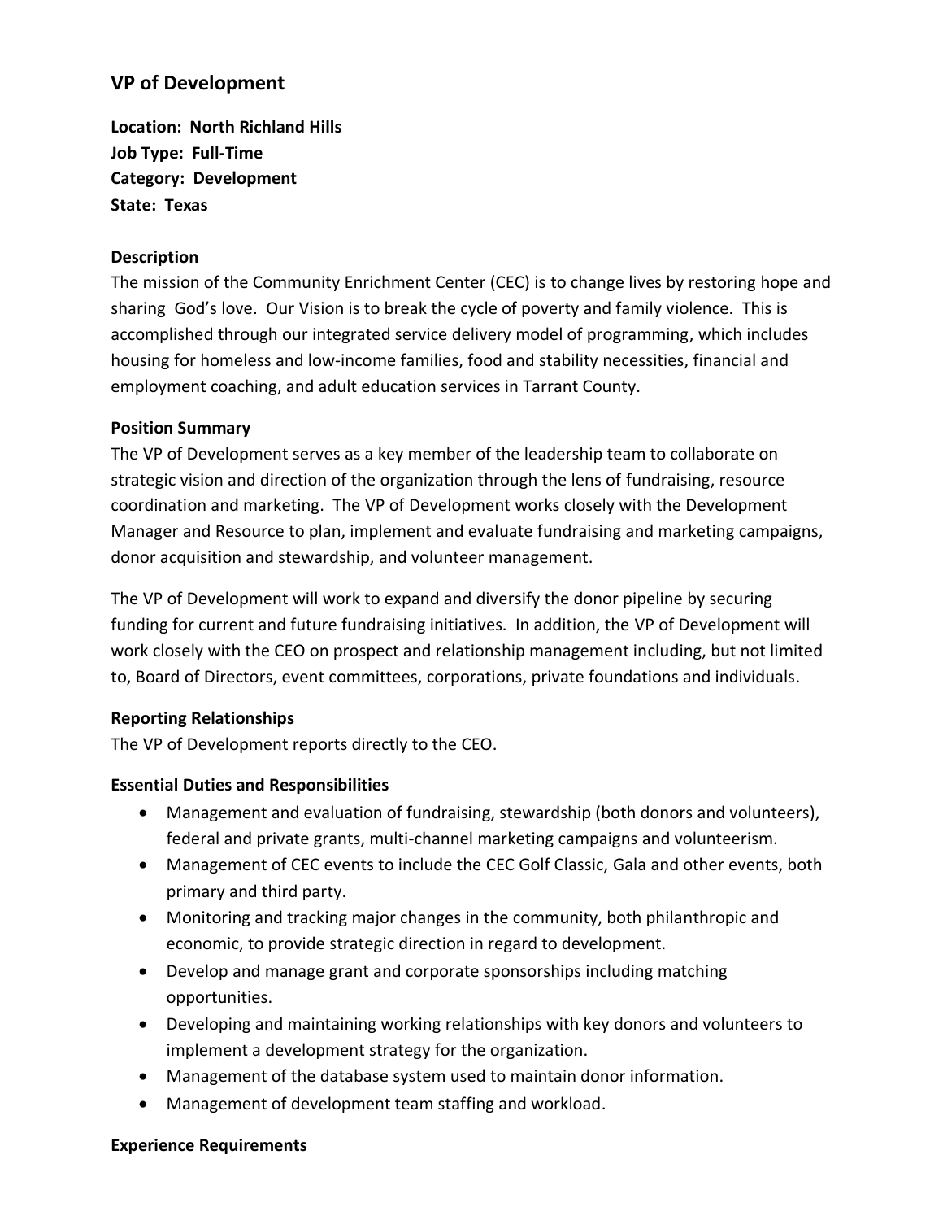## VP of Development

**Location: North Richland Hills**
**Job Type: Full-Time**
**Category: Development**
**State: Texas**

### Description

The mission of the Community Enrichment Center (CEC) is to change lives by restoring hope and sharing God's love. Our Vision is to break the cycle of poverty and family violence. This is accomplished through our integrated service delivery model of programming, which includes housing for homeless and low-income families, food and stability necessities, financial and employment coaching, and adult education services in Tarrant County.

### Position Summary

The VP of Development serves as a key member of the leadership team to collaborate on strategic vision and direction of the organization through the lens of fundraising, resource coordination and marketing. The VP of Development works closely with the Development Manager and Resource to plan, implement and evaluate fundraising and marketing campaigns, donor acquisition and stewardship, and volunteer management.

The VP of Development will work to expand and diversify the donor pipeline by securing funding for current and future fundraising initiatives. In addition, the VP of Development will work closely with the CEO on prospect and relationship management including, but not limited to, Board of Directors, event committees, corporations, private foundations and individuals.

### Reporting Relationships

The VP of Development reports directly to the CEO.

### Essential Duties and Responsibilities

- Management and evaluation of fundraising, stewardship (both donors and volunteers), federal and private grants, multi-channel marketing campaigns and volunteerism.
- Management of CEC events to include the CEC Golf Classic, Gala and other events, both primary and third party.
- Monitoring and tracking major changes in the community, both philanthropic and economic, to provide strategic direction in regard to development.
- Develop and manage grant and corporate sponsorships including matching opportunities.
- Developing and maintaining working relationships with key donors and volunteers to implement a development strategy for the organization.
- Management of the database system used to maintain donor information.
- Management of development team staffing and workload.

### Experience Requirements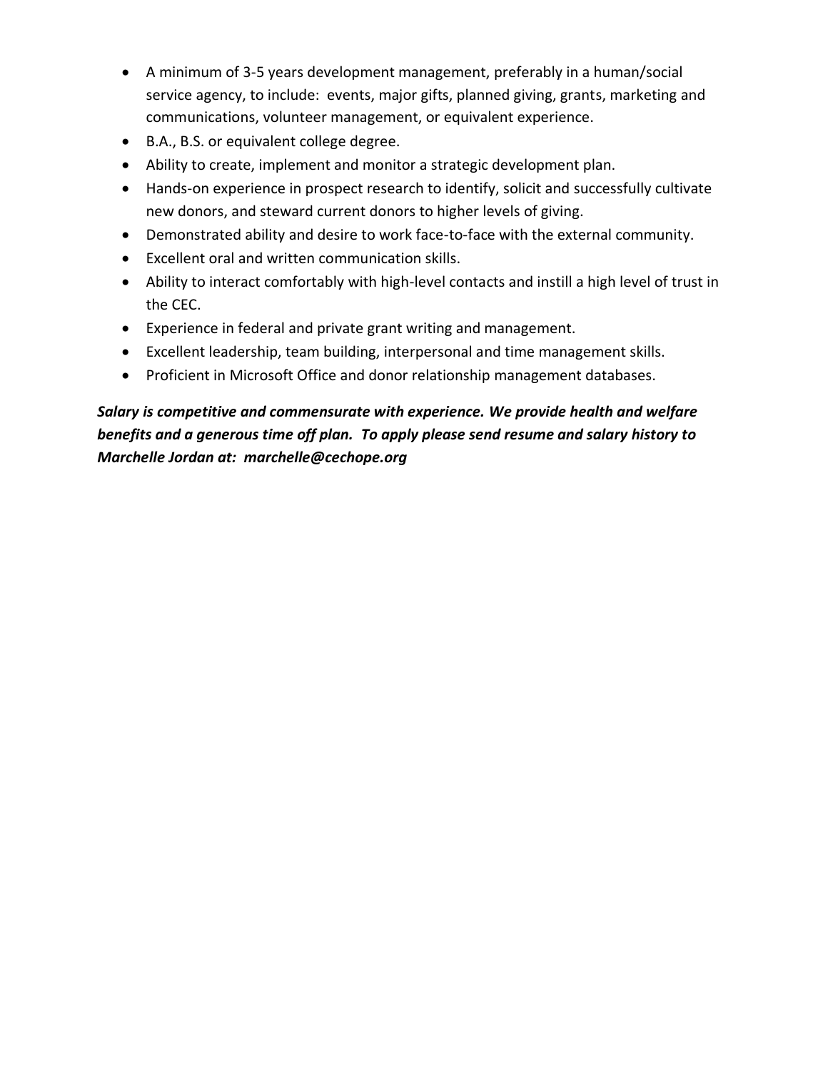- A minimum of 3-5 years development management, preferably in a human/social service agency, to include: events, major gifts, planned giving, grants, marketing and communications, volunteer management, or equivalent experience.
- B.A., B.S. or equivalent college degree.
- Ability to create, implement and monitor a strategic development plan.
- Hands-on experience in prospect research to identify, solicit and successfully cultivate new donors, and steward current donors to higher levels of giving.
- Demonstrated ability and desire to work face-to-face with the external community.
- Excellent oral and written communication skills.
- Ability to interact comfortably with high-level contacts and instill a high level of trust in the CEC.
- Experience in federal and private grant writing and management.
- Excellent leadership, team building, interpersonal and time management skills.
- Proficient in Microsoft Office and donor relationship management databases.

***Salary is competitive and commensurate with experience. We provide health and welfare benefits and a generous time off plan. To apply please send resume and salary history to Marchelle Jordan at: marchelle@cechope.org***